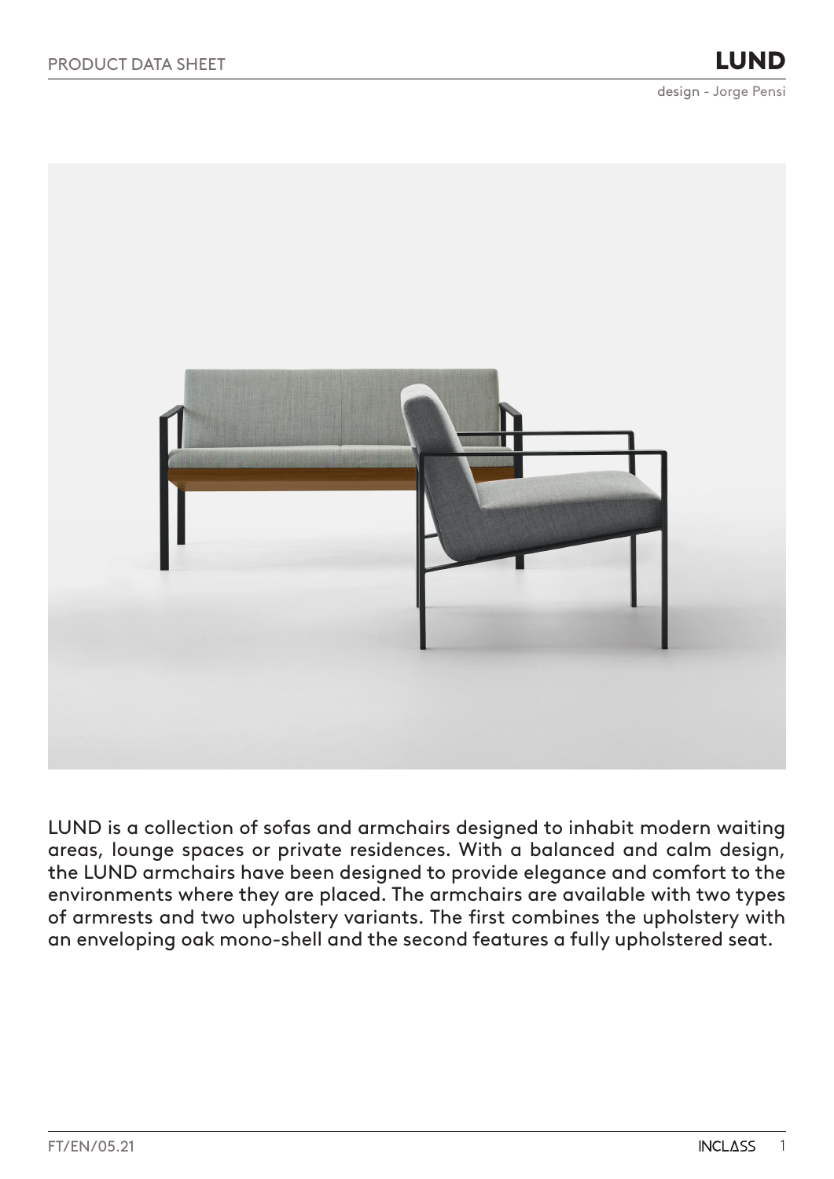PRODUCT DATA SHEET

# LUND

design - Jorge Pensi

LUND is a collection of sofas and armchairs designed to inhabit modern waiting areas, lounge spaces or private residences. With a balanced and calm design, the LUND armchairs have been designed to provide elegance and comfort to the environments where they are placed. The armchairs are available with two types of armrests and two upholstery variants. The first combines the upholstery with an enveloping oak mono-shell and the second features a fully upholstered seat.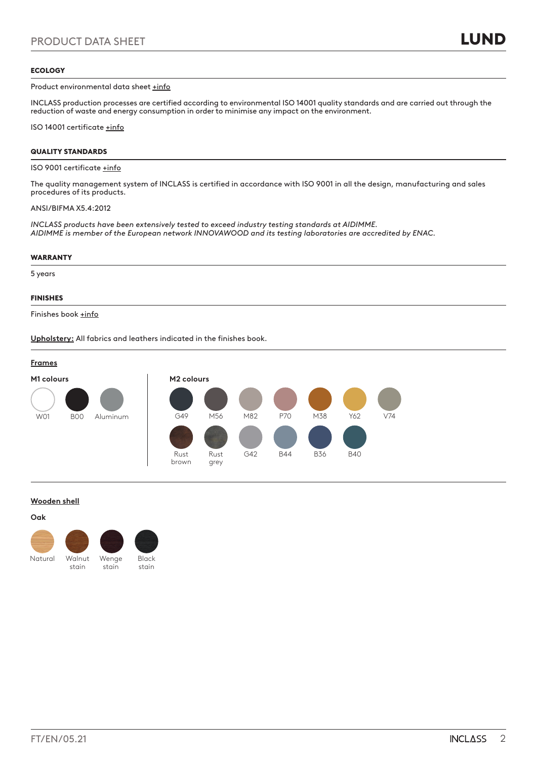## ECOLOGY

Product environmental data sheet +info

INCLASS production processes are certified according to environmental ISO 14001 quality standards and are carried out through the reduction of waste and energy consumption in order to minimise any impact on the environment.

ISO 14001 certificate +info

## QUALITY STANDARDS

ISO 9001 certificate +info

The quality management system of INCLASS is certified in accordance with ISO 9001 in all the design, manufacturing and sales procedures of its products.

ANSI/BIFMA X5.4:2012

*INCLASS products have been extensively tested to exceed industry testing standards at AIDIMME.*
*AIDIMME is member of the European network INNOVAWOOD and its testing laboratories are accredited by ENAC.*

## WARRANTY

5 years

## FINISHES

Finishes book +info

**Upholstery:** All fabrics and leathers indicated in the finishes book.

**Frames**

**M1 colours**

W01, B00, Aluminum

**M2 colours**

G49, M56, M82, P70, M38, Y62, V74, Rust brown, Rust grey, G42, B44, B36, B40

**Wooden shell**

**Oak**

Natural, Walnut stain, Wenge stain, Black stain

FT/EN/05.21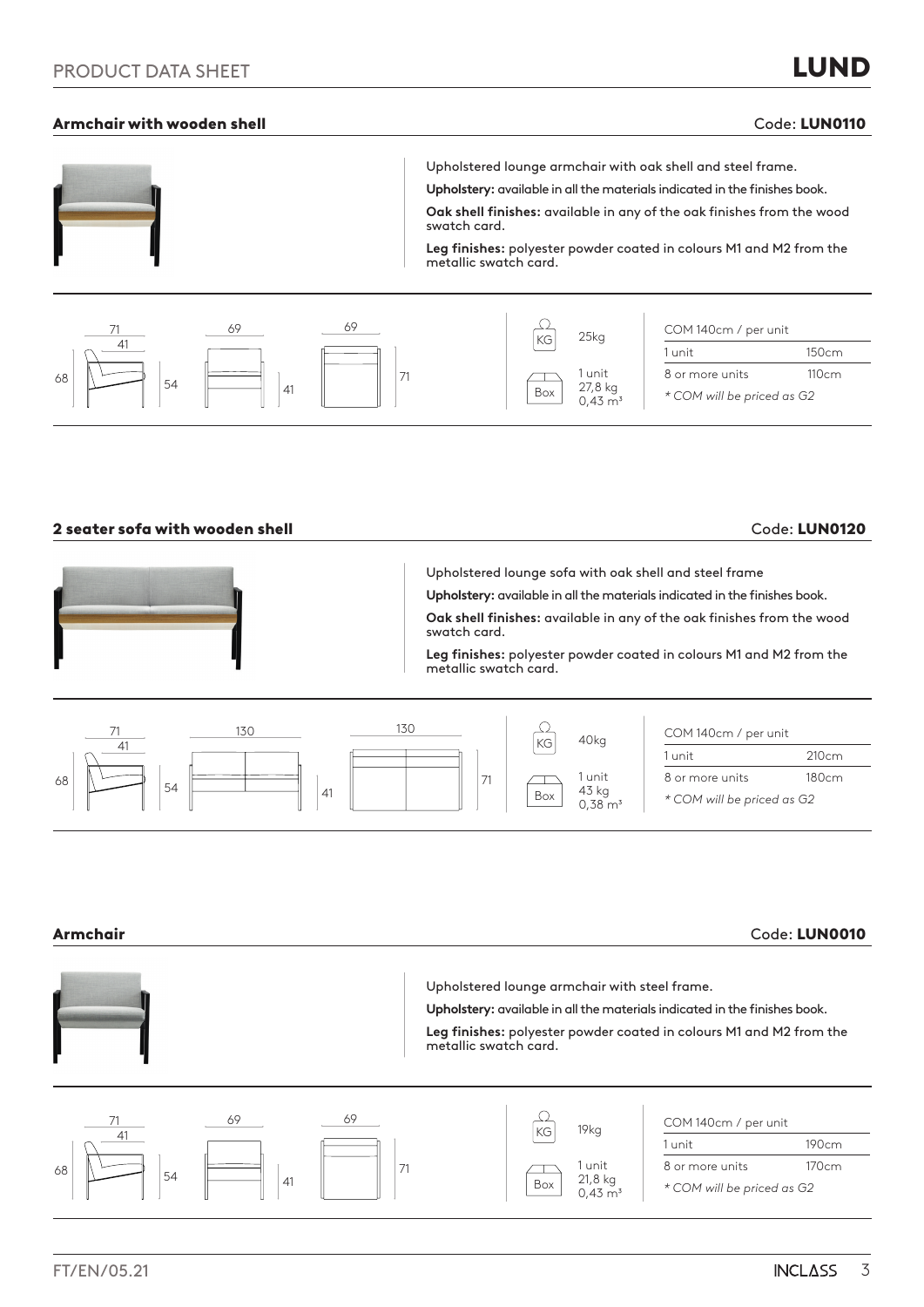# PRODUCT DATA SHEET

# LUND

## Armchair with wooden shell

Code: **LUN0110**

Upholstered lounge armchair with oak shell and steel frame.

**Upholstery:** available in all the materials indicated in the finishes book.

**Oak shell finishes:** available in any of the oak finishes from the wood swatch card.

**Leg finishes:** polyester powder coated in colours M1 and M2 from the metallic swatch card.

71 41 68 54 69 41 69 71

KG 25kg

Box 1 unit 27,8 kg 0,43 m³

| COM 140cm / per unit | |
|---|---|
| 1 unit | 150cm |
| 8 or more units | 110cm |

*\* COM will be priced as G2*

## 2 seater sofa with wooden shell

Code: **LUN0120**

Upholstered lounge sofa with oak shell and steel frame

**Upholstery:** available in all the materials indicated in the finishes book.

**Oak shell finishes:** available in any of the oak finishes from the wood swatch card.

**Leg finishes:** polyester powder coated in colours M1 and M2 from the metallic swatch card.

71 41 68 54 130 41 130 71

KG 40kg

Box 1 unit 43 kg 0,38 m³

| COM 140cm / per unit | |
|---|---|
| 1 unit | 210cm |
| 8 or more units | 180cm |

*\* COM will be priced as G2*

## Armchair

Code: **LUN0010**

Upholstered lounge armchair with steel frame.

**Upholstery:** available in all the materials indicated in the finishes book.

**Leg finishes:** polyester powder coated in colours M1 and M2 from the metallic swatch card.

71 41 68 54 69 41 69 71

KG 19kg

Box 1 unit 21,8 kg 0,43 m³

| COM 140cm / per unit | |
|---|---|
| 1 unit | 190cm |
| 8 or more units | 170cm |

*\* COM will be priced as G2*

FT/EN/05.21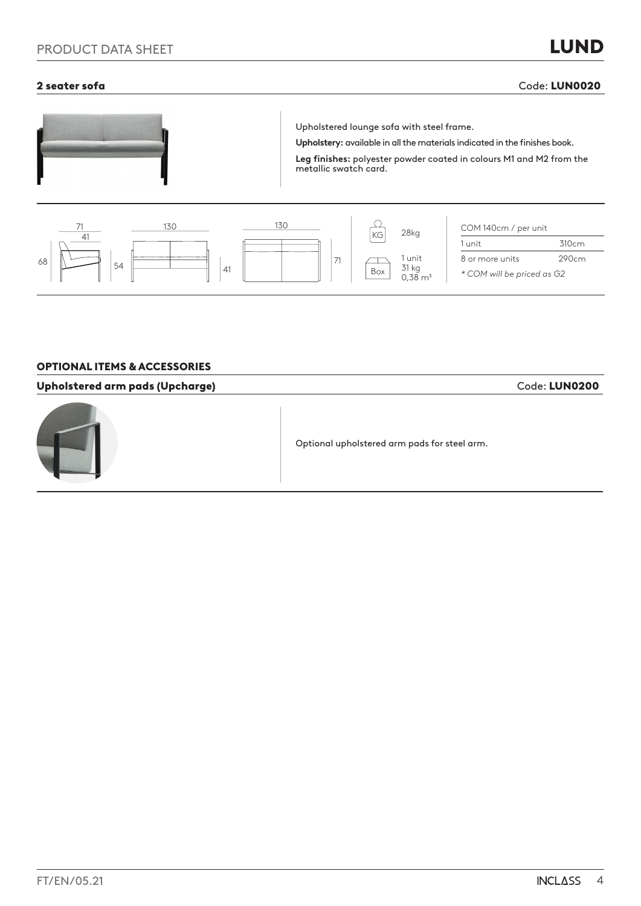# PRODUCT DATA SHEET

# LUND

## 2 seater sofa

Code: **LUN0020**

Upholstered lounge sofa with steel frame.

**Upholstery:** available in all the materials indicated in the finishes book.

**Leg finishes:** polyester powder coated in colours M1 and M2 from the metallic swatch card.

71
41
68
130
54
41
130
71

KG 28kg

Box 1 unit 31 kg 0,38 m³

| COM 140cm / per unit | |
|---|---|
| 1 unit | 310cm |
| 8 or more units | 290cm |

*\* COM will be priced as G2*

## OPTIONAL ITEMS & ACCESSORIES

### Upholstered arm pads (Upcharge)

Code: **LUN0200**

Optional upholstered arm pads for steel arm.

FT/EN/05.21